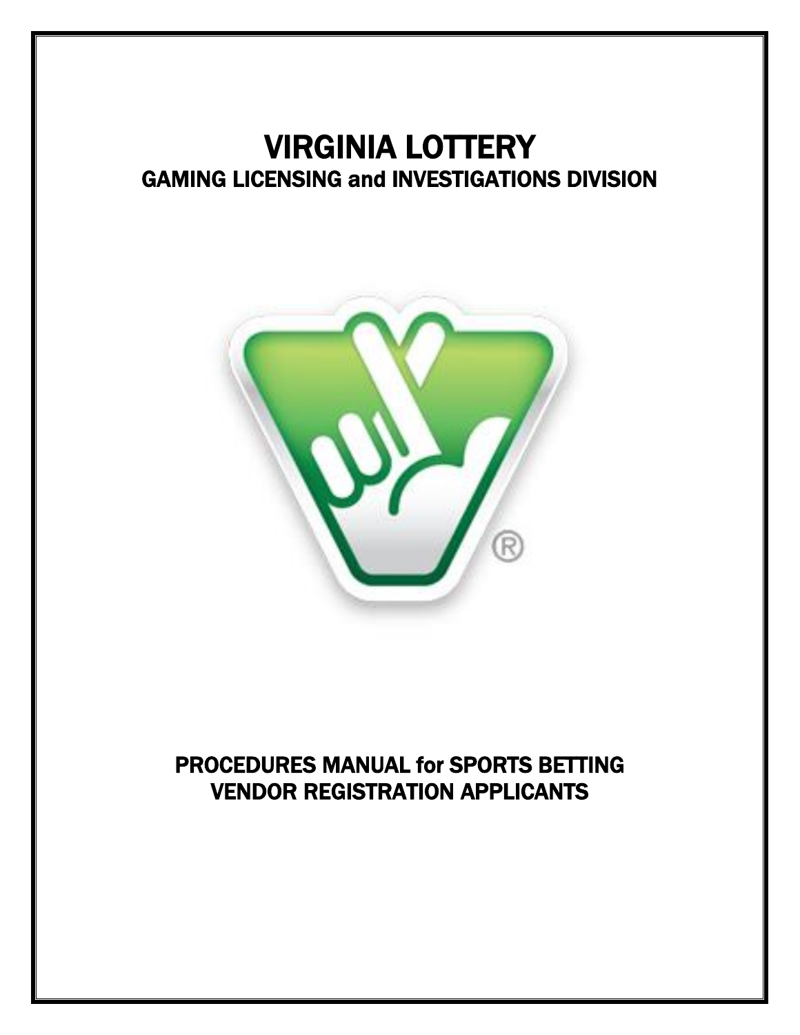# VIRGINIA LOTTERY

## GAMING LICENSING and INVESTIGATIONS DIVISION

## PROCEDURES MANUAL for SPORTS BETTING VENDOR REGISTRATION APPLICANTS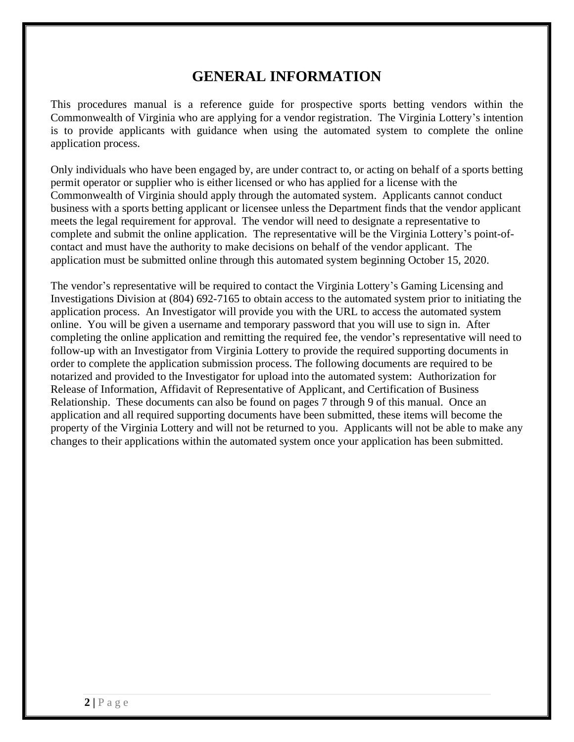# GENERAL INFORMATION

This procedures manual is a reference guide for prospective sports betting vendors within the Commonwealth of Virginia who are applying for a vendor registration. The Virginia Lottery's intention is to provide applicants with guidance when using the automated system to complete the online application process.

Only individuals who have been engaged by, are under contract to, or acting on behalf of a sports betting permit operator or supplier who is either licensed or who has applied for a license with the Commonwealth of Virginia should apply through the automated system. Applicants cannot conduct business with a sports betting applicant or licensee unless the Department finds that the vendor applicant meets the legal requirement for approval. The vendor will need to designate a representative to complete and submit the online application. The representative will be the Virginia Lottery's point-of-contact and must have the authority to make decisions on behalf of the vendor applicant. The application must be submitted online through this automated system beginning October 15, 2020.

The vendor's representative will be required to contact the Virginia Lottery's Gaming Licensing and Investigations Division at (804) 692-7165 to obtain access to the automated system prior to initiating the application process. An Investigator will provide you with the URL to access the automated system online. You will be given a username and temporary password that you will use to sign in. After completing the online application and remitting the required fee, the vendor's representative will need to follow-up with an Investigator from Virginia Lottery to provide the required supporting documents in order to complete the application submission process. The following documents are required to be notarized and provided to the Investigator for upload into the automated system: Authorization for Release of Information, Affidavit of Representative of Applicant, and Certification of Business Relationship. These documents can also be found on pages 7 through 9 of this manual. Once an application and all required supporting documents have been submitted, these items will become the property of the Virginia Lottery and will not be returned to you. Applicants will not be able to make any changes to their applications within the automated system once your application has been submitted.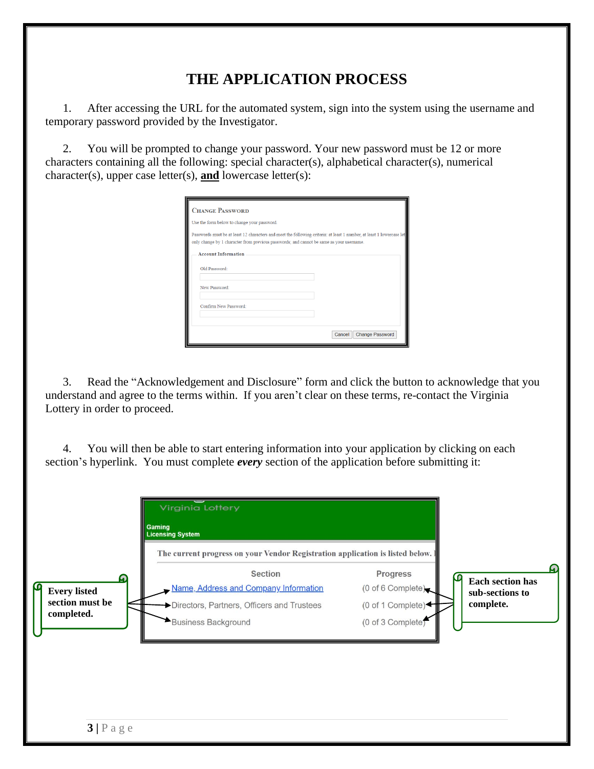# THE APPLICATION PROCESS

1. After accessing the URL for the automated system, sign into the system using the username and temporary password provided by the Investigator.

2. You will be prompted to change your password. Your new password must be 12 or more characters containing all the following: special character(s), alphabetical character(s), numerical character(s), upper case letter(s), **and** lowercase letter(s):

3. Read the "Acknowledgement and Disclosure" form and click the button to acknowledge that you understand and agree to the terms within. If you aren't clear on these terms, re-contact the Virginia Lottery in order to proceed.

4. You will then be able to start entering information into your application by clicking on each section's hyperlink. You must complete ***every*** section of the application before submitting it: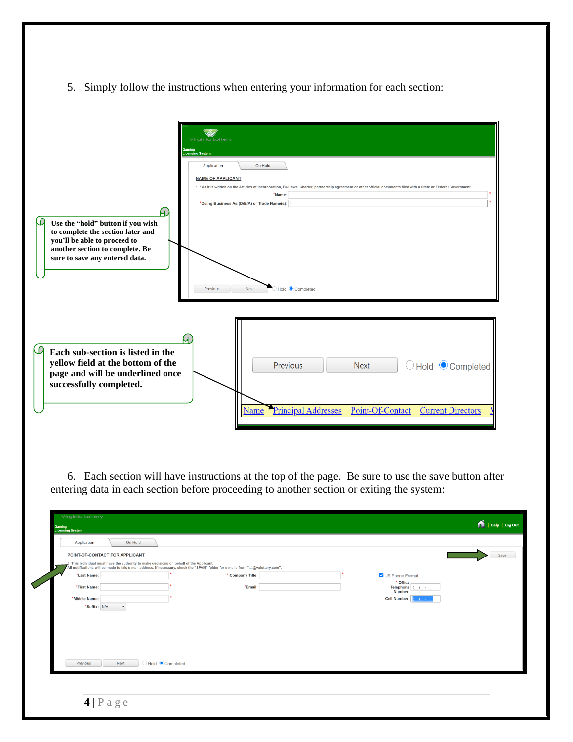5. Simply follow the instructions when entering your information for each section:

**Use the "hold" button if you wish to complete the section later and you'll be able to proceed to another section to complete. Be sure to save any entered data.**

**Each sub-section is listed in the yellow field at the bottom of the page and will be underlined once successfully completed.**

6. Each section will have instructions at the top of the page. Be sure to use the save button after entering data in each section before proceeding to another section or exiting the system: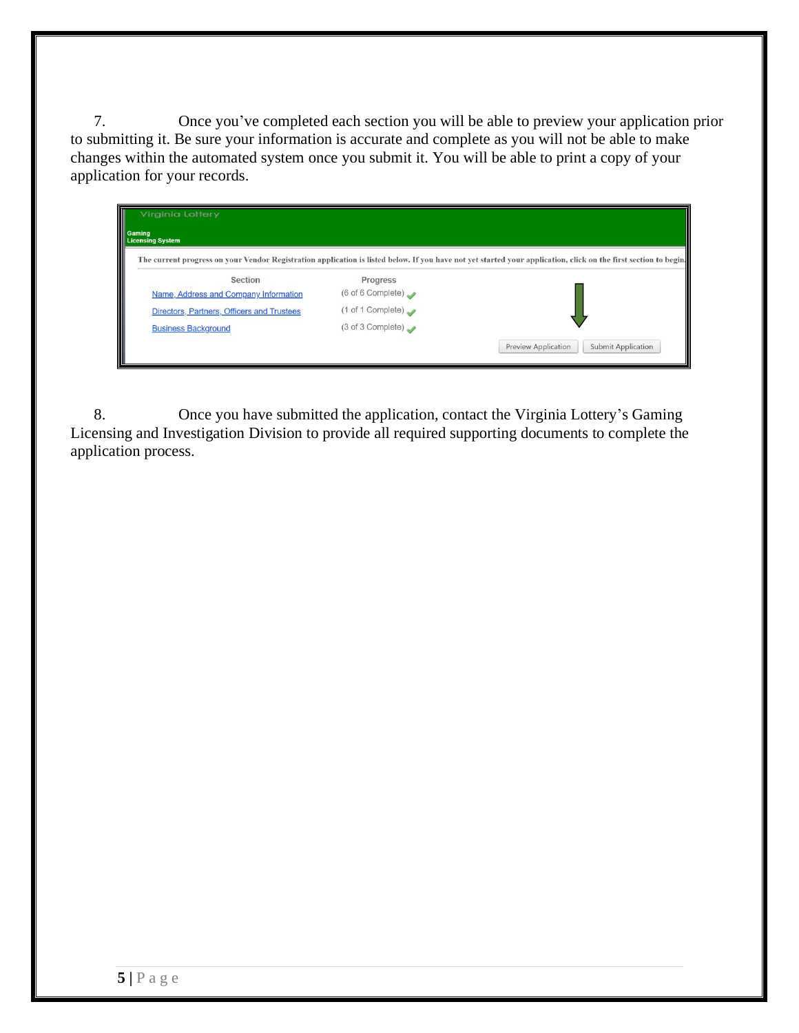7. Once you've completed each section you will be able to preview your application prior to submitting it. Be sure your information is accurate and complete as you will not be able to make changes within the automated system once you submit it. You will be able to print a copy of your application for your records.

8. Once you have submitted the application, contact the Virginia Lottery's Gaming Licensing and Investigation Division to provide all required supporting documents to complete the application process.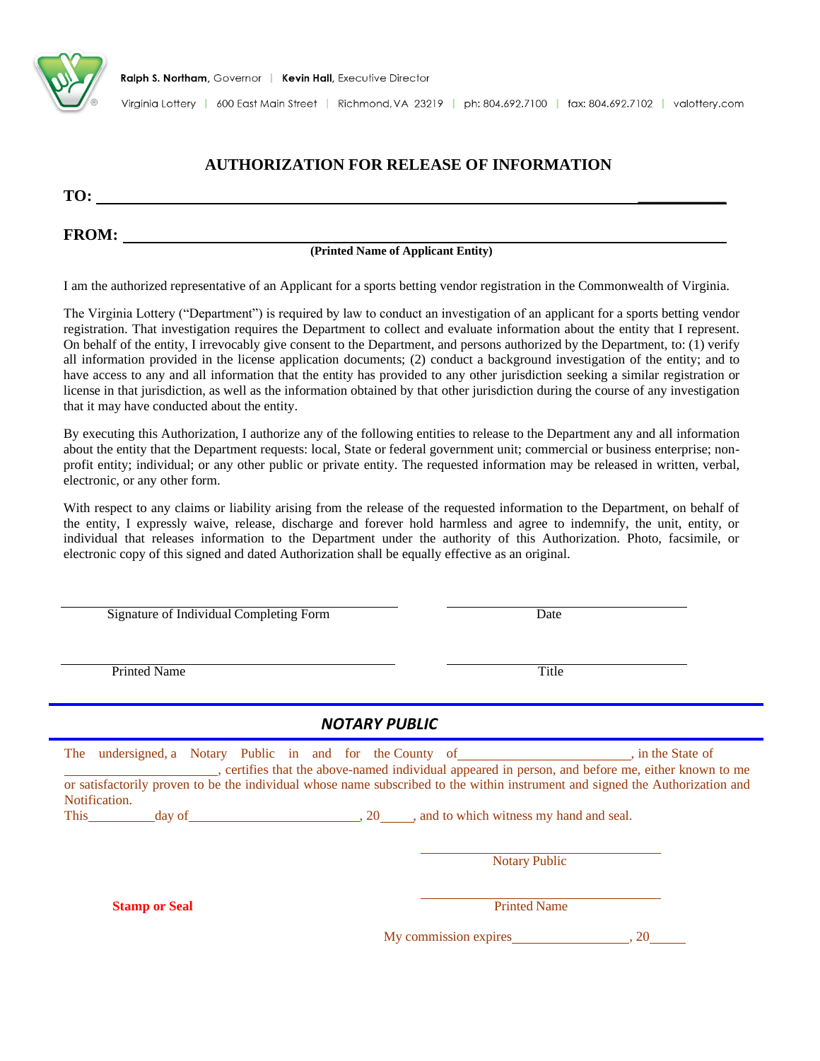Ralph S. Northam, Governor | Kevin Hall, Executive Director

Virginia Lottery | 600 East Main Street | Richmond, VA 23219 | ph: 804.692.7100 | fax: 804.692.7102 | valottery.com

# AUTHORIZATION FOR RELEASE OF INFORMATION

**TO:** ______________________________________________________________

**FROM:** ______________________________________________________________
**(Printed Name of Applicant Entity)**

I am the authorized representative of an Applicant for a sports betting vendor registration in the Commonwealth of Virginia.

The Virginia Lottery ("Department") is required by law to conduct an investigation of an applicant for a sports betting vendor registration. That investigation requires the Department to collect and evaluate information about the entity that I represent. On behalf of the entity, I irrevocably give consent to the Department, and persons authorized by the Department, to: (1) verify all information provided in the license application documents; (2) conduct a background investigation of the entity; and to have access to any and all information that the entity has provided to any other jurisdiction seeking a similar registration or license in that jurisdiction, as well as the information obtained by that other jurisdiction during the course of any investigation that it may have conducted about the entity.

By executing this Authorization, I authorize any of the following entities to release to the Department any and all information about the entity that the Department requests: local, State or federal government unit; commercial or business enterprise; non-profit entity; individual; or any other public or private entity. The requested information may be released in written, verbal, electronic, or any other form.

With respect to any claims or liability arising from the release of the requested information to the Department, on behalf of the entity, I expressly waive, release, discharge and forever hold harmless and agree to indemnify, the unit, entity, or individual that releases information to the Department under the authority of this Authorization. Photo, facsimile, or electronic copy of this signed and dated Authorization shall be equally effective as an original.

______________________________ ______________________________
Signature of Individual Completing Form Date

______________________________ ______________________________
Printed Name Title

## *NOTARY PUBLIC*

The undersigned, a Notary Public in and for the County of ______________________, in the State of ______________________, certifies that the above-named individual appeared in person, and before me, either known to me or satisfactorily proven to be the individual whose name subscribed to the within instrument and signed the Authorization and Notification.

This __________ day of ______________________, 20_____, and to which witness my hand and seal.

______________________________
Notary Public

**Stamp or Seal**

______________________________
Printed Name

My commission expires ________________, 20_____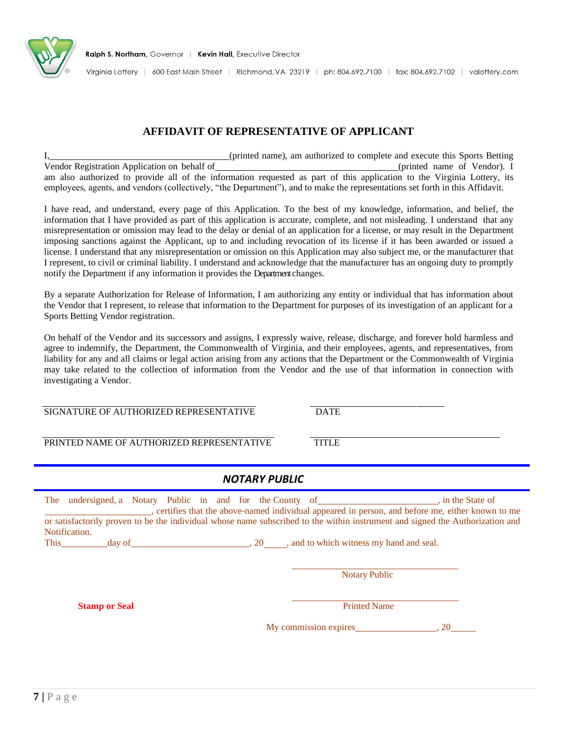Ralph S. Northam, Governor | Kevin Hall, Executive Director

Virginia Lottery | 600 East Main Street | Richmond, VA 23219 | ph: 804.692.7100 | fax: 804.692.7102 | valottery.com

## AFFIDAVIT OF REPRESENTATIVE OF APPLICANT

I,______________________________________(printed name), am authorized to complete and execute this Sports Betting Vendor Registration Application on behalf of_______________________________________(printed name of Vendor). I am also authorized to provide all of the information requested as part of this application to the Virginia Lottery, its employees, agents, and vendors (collectively, "the Department"), and to make the representations set forth in this Affidavit.

I have read, and understand, every page of this Application. To the best of my knowledge, information, and belief, the information that I have provided as part of this application is accurate, complete, and not misleading. I understand that any misrepresentation or omission may lead to the delay or denial of an application for a license, or may result in the Department imposing sanctions against the Applicant, up to and including revocation of its license if it has been awarded or issued a license. I understand that any misrepresentation or omission on this Application may also subject me, or the manufacturer that I represent, to civil or criminal liability. I understand and acknowledge that the manufacturer has an ongoing duty to promptly notify the Department if any information it provides the Department changes.

By a separate Authorization for Release of Information, I am authorizing any entity or individual that has information about the Vendor that I represent, to release that information to the Department for purposes of its investigation of an applicant for a Sports Betting Vendor registration.

On behalf of the Vendor and its successors and assigns, I expressly waive, release, discharge, and forever hold harmless and agree to indemnify, the Department, the Commonwealth of Virginia, and their employees, agents, and representatives, from liability for any and all claims or legal action arising from any actions that the Department or the Commonwealth of Virginia may take related to the collection of information from the Vendor and the use of that information in connection with investigating a Vendor.

_______________________________________ ____________________________

SIGNATURE OF AUTHORIZED REPRESENTATIVE DATE

_______________________________________ ____________________________

PRINTED NAME OF AUTHORIZED REPRESENTATIVE TITLE

### *NOTARY PUBLIC*

The undersigned, a Notary Public in and for the County of__________________________, in the State of ______________________, certifies that the above-named individual appeared in person, and before me, either known to me or satisfactorily proven to be the individual whose name subscribed to the within instrument and signed the Authorization and Notification.

This__________day of_________________________, 20_____, and to which witness my hand and seal.

____________________________________

Notary Public

**Stamp or Seal**

____________________________________

Printed Name

My commission expires_________________, 20_____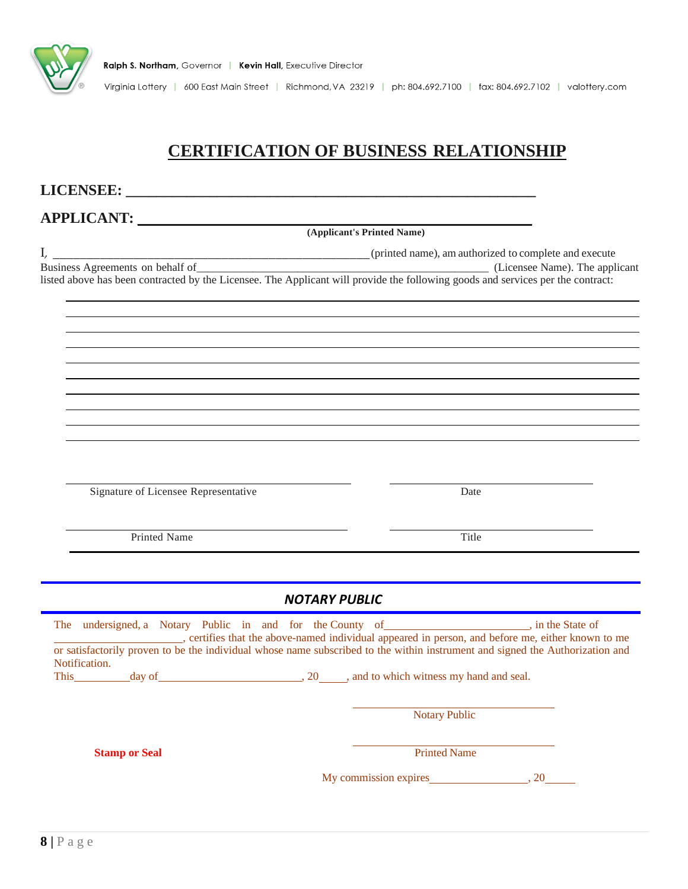Ralph S. Northam, Governor | Kevin Hall, Executive Director

Virginia Lottery | 600 East Main Street | Richmond, VA 23219 | ph: 804.692.7100 | fax: 804.692.7102 | valottery.com

# CERTIFICATION OF BUSINESS RELATIONSHIP

**LICENSEE: ______________________________________________________**

**APPLICANT: ____________________________________________________**

**(Applicant's Printed Name)**

I, ______________________________________________________(printed name), am authorized to complete and execute Business Agreements on behalf of__________________________________________________ (Licensee Name). The applicant listed above has been contracted by the Licensee. The Applicant will provide the following goods and services per the contract:

_____________________________________________________________________________

_____________________________________________________________________________

_____________________________________________________________________________

_____________________________________________________________________________

_____________________________________________________________________________

_____________________________________________________________________________

_____________________________________________________________________________

_____________________________________________________________________________

_____________________________________________________________________________

_____________________________________________________________________________

| | |
|---|---|
| ______________________________ | ______________________ |
| Signature of Licensee Representative | Date |
| ______________________________ | ______________________ |
| Printed Name | Title |

## *NOTARY PUBLIC*

The undersigned, a Notary Public in and for the County of________________________, in the State of _____________________, certifies that the above-named individual appeared in person, and before me, either known to me or satisfactorily proven to be the individual whose name subscribed to the within instrument and signed the Authorization and Notification.

This_________day of_________________________, 20_____, and to which witness my hand and seal.

______________________________
Notary Public

**Stamp or Seal**

______________________________
Printed Name

My commission expires_________________, 20_____